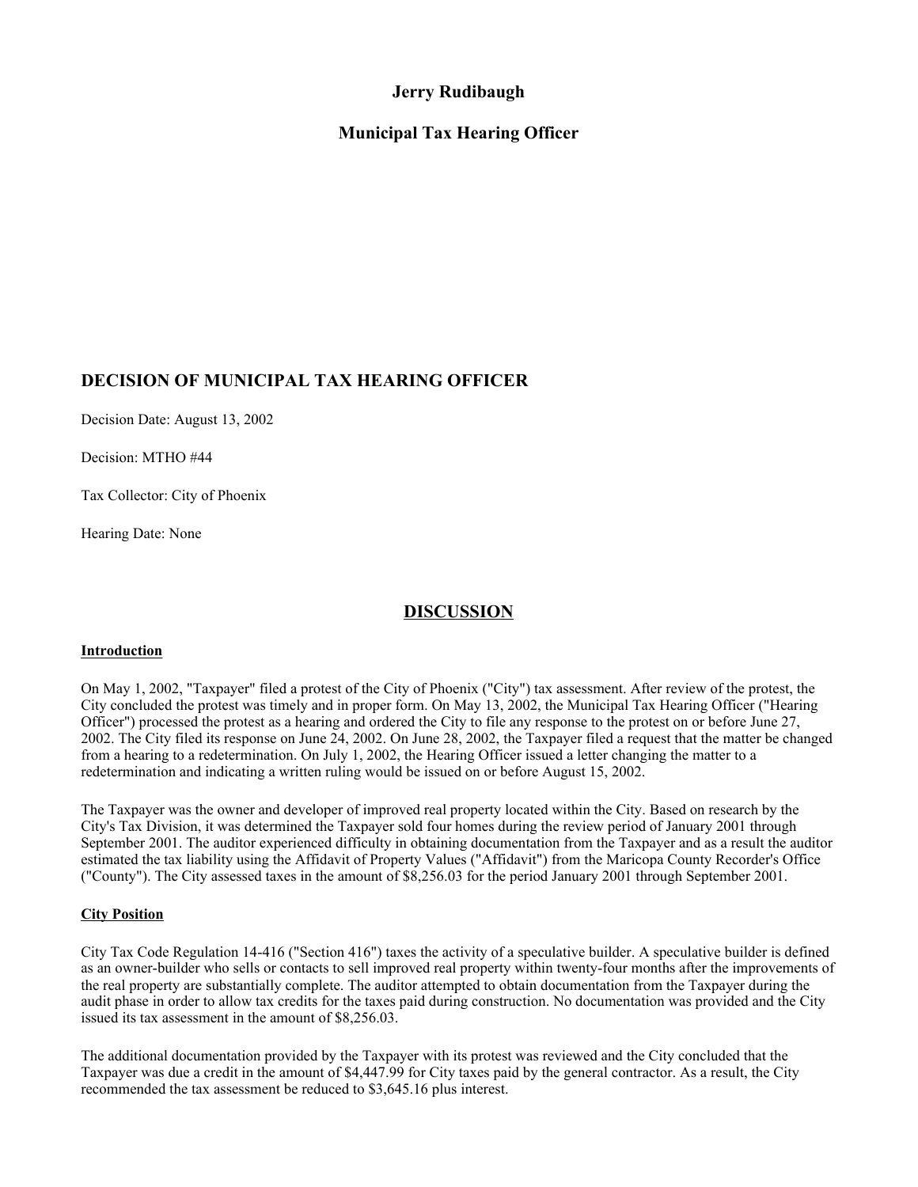**Jerry Rudibaugh**

**Municipal Tax Hearing Officer**

## DECISION OF MUNICIPAL TAX HEARING OFFICER

Decision Date: August 13, 2002

Decision: MTHO #44

Tax Collector: City of Phoenix

Hearing Date: None

## DISCUSSION

### Introduction

On May 1, 2002, "Taxpayer" filed a protest of the City of Phoenix ("City") tax assessment. After review of the protest, the City concluded the protest was timely and in proper form. On May 13, 2002, the Municipal Tax Hearing Officer ("Hearing Officer") processed the protest as a hearing and ordered the City to file any response to the protest on or before June 27, 2002. The City filed its response on June 24, 2002. On June 28, 2002, the Taxpayer filed a request that the matter be changed from a hearing to a redetermination. On July 1, 2002, the Hearing Officer issued a letter changing the matter to a redetermination and indicating a written ruling would be issued on or before August 15, 2002.

The Taxpayer was the owner and developer of improved real property located within the City. Based on research by the City's Tax Division, it was determined the Taxpayer sold four homes during the review period of January 2001 through September 2001. The auditor experienced difficulty in obtaining documentation from the Taxpayer and as a result the auditor estimated the tax liability using the Affidavit of Property Values ("Affidavit") from the Maricopa County Recorder's Office ("County"). The City assessed taxes in the amount of $8,256.03 for the period January 2001 through September 2001.

### City Position

City Tax Code Regulation 14-416 ("Section 416") taxes the activity of a speculative builder. A speculative builder is defined as an owner-builder who sells or contacts to sell improved real property within twenty-four months after the improvements of the real property are substantially complete. The auditor attempted to obtain documentation from the Taxpayer during the audit phase in order to allow tax credits for the taxes paid during construction. No documentation was provided and the City issued its tax assessment in the amount of $8,256.03.

The additional documentation provided by the Taxpayer with its protest was reviewed and the City concluded that the Taxpayer was due a credit in the amount of $4,447.99 for City taxes paid by the general contractor. As a result, the City recommended the tax assessment be reduced to $3,645.16 plus interest.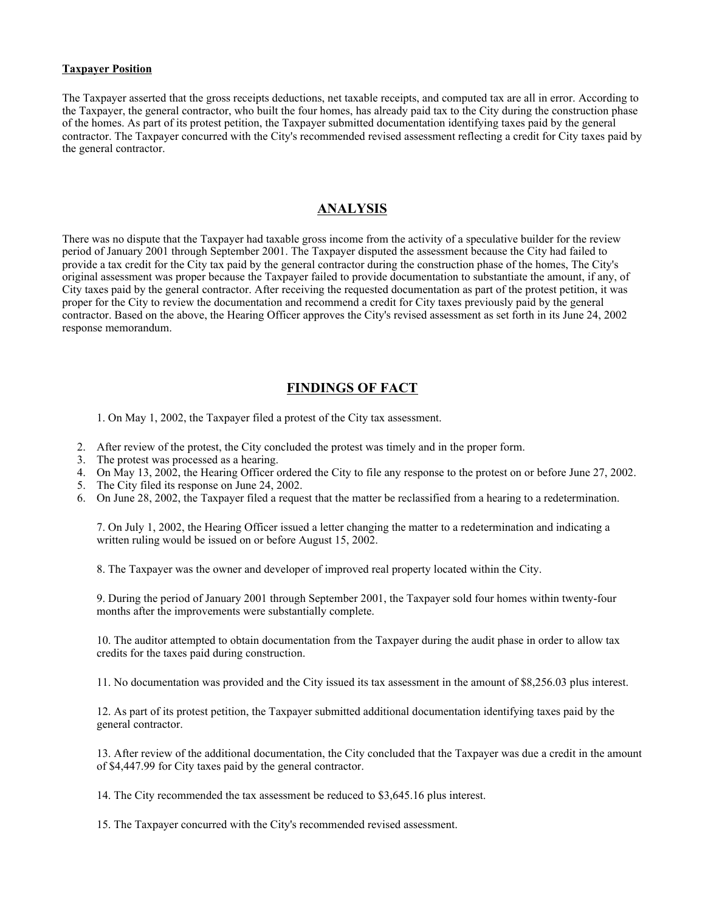**Taxpayer Position**

The Taxpayer asserted that the gross receipts deductions, net taxable receipts, and computed tax are all in error. According to the Taxpayer, the general contractor, who built the four homes, has already paid tax to the City during the construction phase of the homes. As part of its protest petition, the Taxpayer submitted documentation identifying taxes paid by the general contractor. The Taxpayer concurred with the City's recommended revised assessment reflecting a credit for City taxes paid by the general contractor.

## ANALYSIS

There was no dispute that the Taxpayer had taxable gross income from the activity of a speculative builder for the review period of January 2001 through September 2001. The Taxpayer disputed the assessment because the City had failed to provide a tax credit for the City tax paid by the general contractor during the construction phase of the homes, The City's original assessment was proper because the Taxpayer failed to provide documentation to substantiate the amount, if any, of City taxes paid by the general contractor. After receiving the requested documentation as part of the protest petition, it was proper for the City to review the documentation and recommend a credit for City taxes previously paid by the general contractor. Based on the above, the Hearing Officer approves the City's revised assessment as set forth in its June 24, 2002 response memorandum.

## FINDINGS OF FACT

1. On May 1, 2002, the Taxpayer filed a protest of the City tax assessment.
2. After review of the protest, the City concluded the protest was timely and in the proper form.
3. The protest was processed as a hearing.
4. On May 13, 2002, the Hearing Officer ordered the City to file any response to the protest on or before June 27, 2002.
5. The City filed its response on June 24, 2002.
6. On June 28, 2002, the Taxpayer filed a request that the matter be reclassified from a hearing to a redetermination.
7. On July 1, 2002, the Hearing Officer issued a letter changing the matter to a redetermination and indicating a written ruling would be issued on or before August 15, 2002.
8. The Taxpayer was the owner and developer of improved real property located within the City.
9. During the period of January 2001 through September 2001, the Taxpayer sold four homes within twenty-four months after the improvements were substantially complete.
10. The auditor attempted to obtain documentation from the Taxpayer during the audit phase in order to allow tax credits for the taxes paid during construction.
11. No documentation was provided and the City issued its tax assessment in the amount of $8,256.03 plus interest.
12. As part of its protest petition, the Taxpayer submitted additional documentation identifying taxes paid by the general contractor.
13. After review of the additional documentation, the City concluded that the Taxpayer was due a credit in the amount of $4,447.99 for City taxes paid by the general contractor.
14. The City recommended the tax assessment be reduced to $3,645.16 plus interest.
15. The Taxpayer concurred with the City's recommended revised assessment.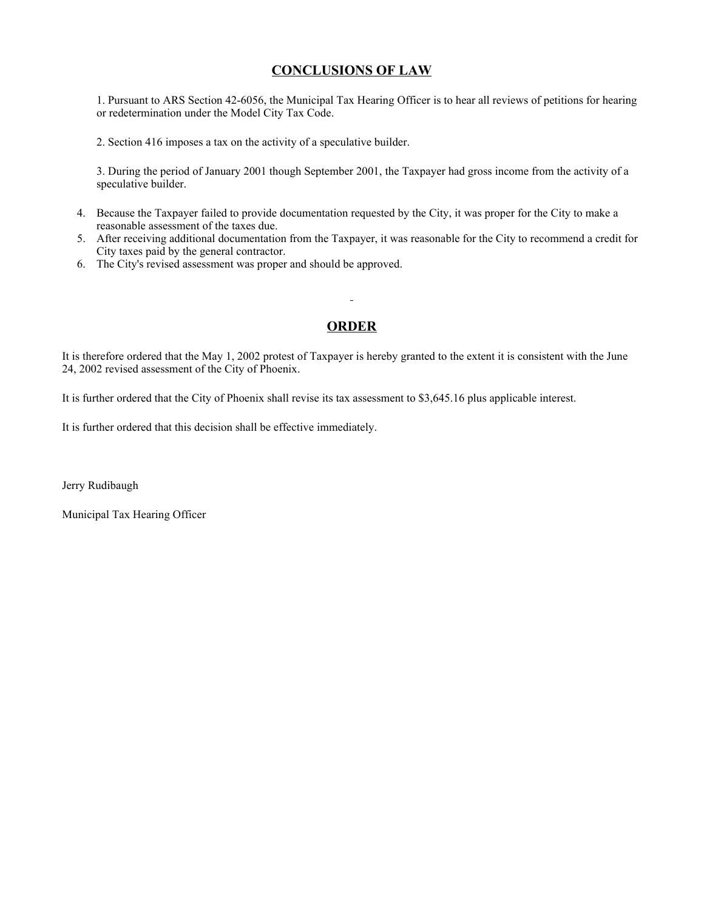## CONCLUSIONS OF LAW

1. Pursuant to ARS Section 42-6056, the Municipal Tax Hearing Officer is to hear all reviews of petitions for hearing or redetermination under the Model City Tax Code.

2. Section 416 imposes a tax on the activity of a speculative builder.

3. During the period of January 2001 though September 2001, the Taxpayer had gross income from the activity of a speculative builder.

4. Because the Taxpayer failed to provide documentation requested by the City, it was proper for the City to make a reasonable assessment of the taxes due.
5. After receiving additional documentation from the Taxpayer, it was reasonable for the City to recommend a credit for City taxes paid by the general contractor.
6. The City's revised assessment was proper and should be approved.

## ORDER

It is therefore ordered that the May 1, 2002 protest of Taxpayer is hereby granted to the extent it is consistent with the June 24, 2002 revised assessment of the City of Phoenix.

It is further ordered that the City of Phoenix shall revise its tax assessment to $3,645.16 plus applicable interest.

It is further ordered that this decision shall be effective immediately.

Jerry Rudibaugh

Municipal Tax Hearing Officer